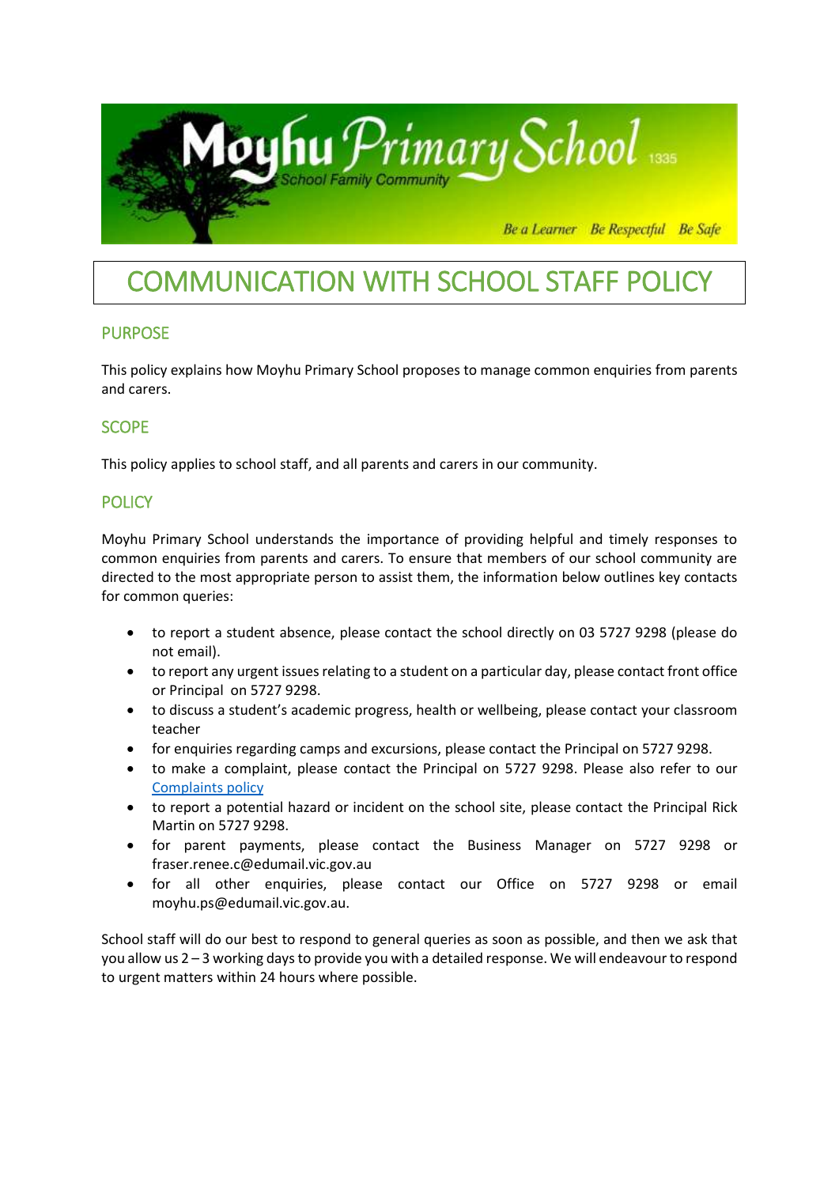# COMMUNICATION WITH SCHOOL STAFF POLICY

## PURPOSE

This policy explains how Moyhu Primary School proposes to manage common enquiries from parents and carers.

## SCOPE

This policy applies to school staff, and all parents and carers in our community.

## POLICY

Moyhu Primary School understands the importance of providing helpful and timely responses to common enquiries from parents and carers. To ensure that members of our school community are directed to the most appropriate person to assist them, the information below outlines key contacts for common queries:

- to report a student absence, please contact the school directly on 03 5727 9298 (please do not email).
- to report any urgent issues relating to a student on a particular day, please contact front office or Principal on 5727 9298.
- to discuss a student's academic progress, health or wellbeing, please contact your classroom teacher
- for enquiries regarding camps and excursions, please contact the Principal on 5727 9298.
- to make a complaint, please contact the Principal on 5727 9298. Please also refer to our Complaints policy
- to report a potential hazard or incident on the school site, please contact the Principal Rick Martin on 5727 9298.
- for parent payments, please contact the Business Manager on 5727 9298 or fraser.renee.c@edumail.vic.gov.au
- for all other enquiries, please contact our Office on 5727 9298 or email moyhu.ps@edumail.vic.gov.au.

School staff will do our best to respond to general queries as soon as possible, and then we ask that you allow us 2 – 3 working days to provide you with a detailed response. We will endeavour to respond to urgent matters within 24 hours where possible.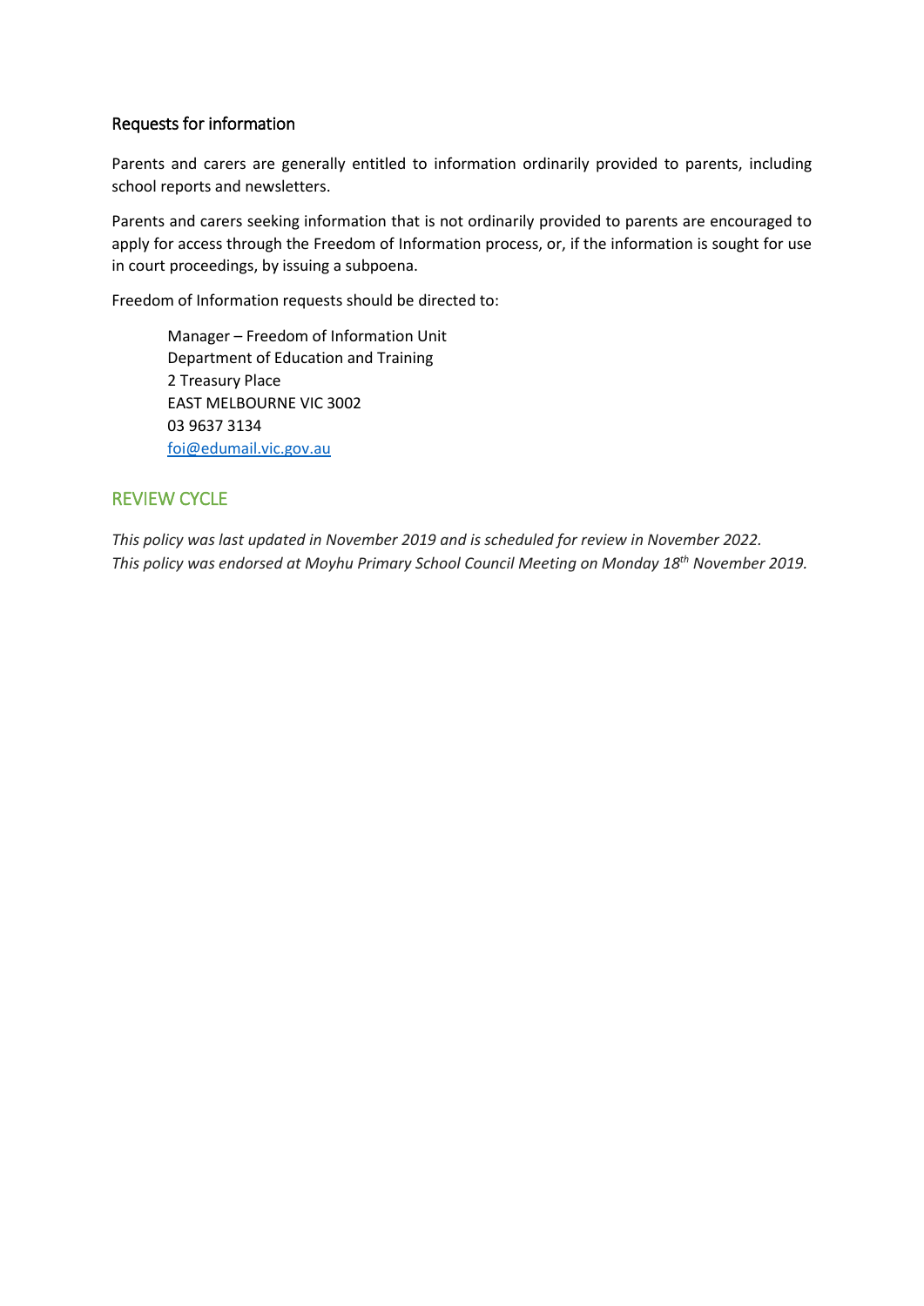### Requests for information

Parents and carers are generally entitled to information ordinarily provided to parents, including school reports and newsletters.

Parents and carers seeking information that is not ordinarily provided to parents are encouraged to apply for access through the Freedom of Information process, or, if the information is sought for use in court proceedings, by issuing a subpoena.

Freedom of Information requests should be directed to:

Manager – Freedom of Information Unit
Department of Education and Training
2 Treasury Place
EAST MELBOURNE VIC 3002
03 9637 3134
foi@edumail.vic.gov.au

## REVIEW CYCLE

*This policy was last updated in November 2019 and is scheduled for review in November 2022.*
*This policy was endorsed at Moyhu Primary School Council Meeting on Monday 18th November 2019.*